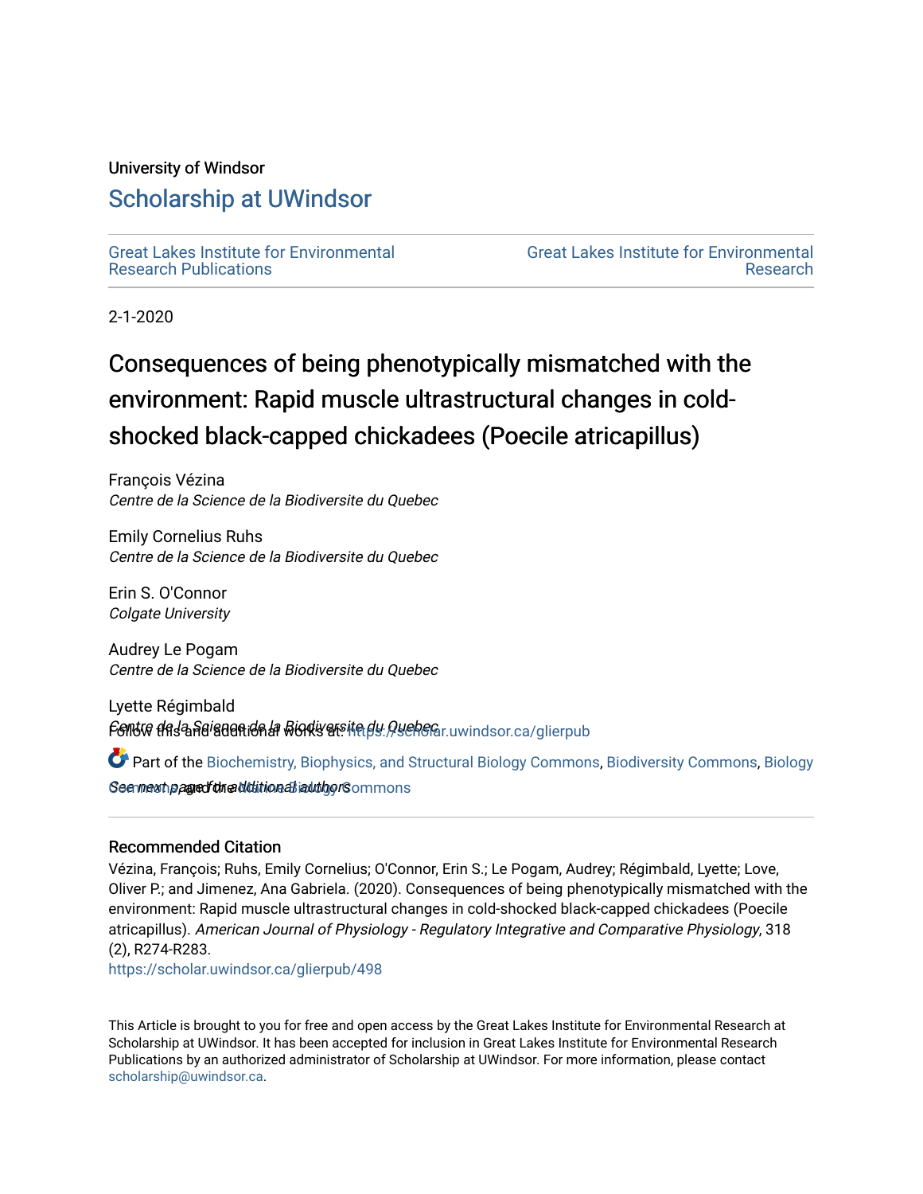University of Windsor

# Scholarship at UWindsor

Great Lakes Institute for Environmental Research Publications

Great Lakes Institute for Environmental Research

2-1-2020

## Consequences of being phenotypically mismatched with the environment: Rapid muscle ultrastructural changes in cold-shocked black-capped chickadees (Poecile atricapillus)

François Vézina
*Centre de la Science de la Biodiversite du Quebec*

Emily Cornelius Ruhs
*Centre de la Science de la Biodiversite du Quebec*

Erin S. O'Connor
*Colgate University*

Audrey Le Pogam
*Centre de la Science de la Biodiversite du Quebec*

Lyette Régimbald
*Centre de la Science de la Biodiversite du Quebec*

See next page for additional authors

Follow this and additional works at: https://scholar.uwindsor.ca/glierpub

Part of the Biochemistry, Biophysics, and Structural Biology Commons, Biodiversity Commons, Biology Commons, and the Marine Biology Commons

### Recommended Citation

Vézina, François; Ruhs, Emily Cornelius; O'Connor, Erin S.; Le Pogam, Audrey; Régimbald, Lyette; Love, Oliver P.; and Jimenez, Ana Gabriela. (2020). Consequences of being phenotypically mismatched with the environment: Rapid muscle ultrastructural changes in cold-shocked black-capped chickadees (Poecile atricapillus). *American Journal of Physiology - Regulatory Integrative and Comparative Physiology*, 318 (2), R274-R283.
https://scholar.uwindsor.ca/glierpub/498

This Article is brought to you for free and open access by the Great Lakes Institute for Environmental Research at Scholarship at UWindsor. It has been accepted for inclusion in Great Lakes Institute for Environmental Research Publications by an authorized administrator of Scholarship at UWindsor. For more information, please contact scholarship@uwindsor.ca.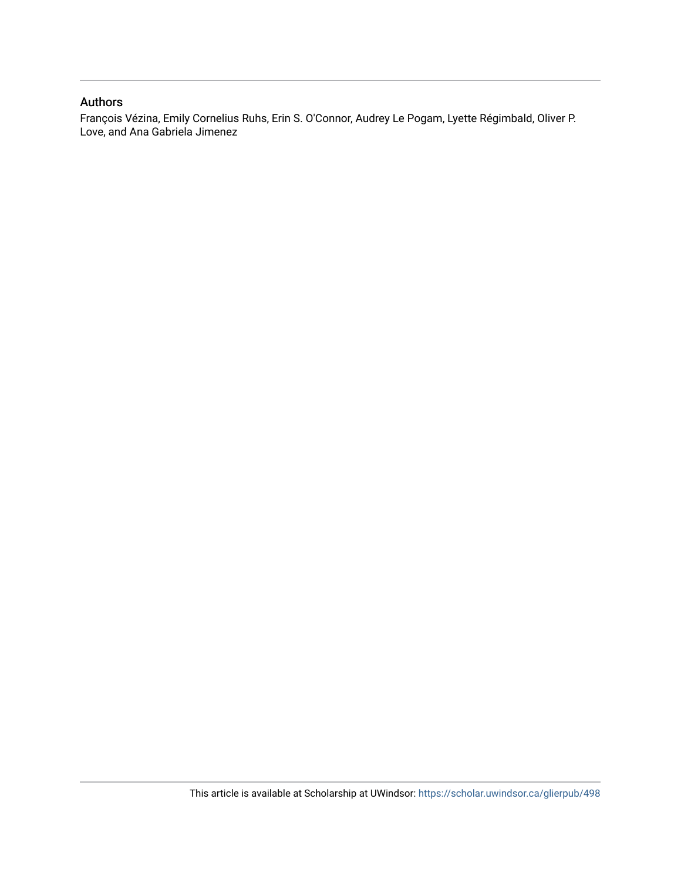## Authors

François Vézina, Emily Cornelius Ruhs, Erin S. O'Connor, Audrey Le Pogam, Lyette Régimbald, Oliver P. Love, and Ana Gabriela Jimenez

This article is available at Scholarship at UWindsor: https://scholar.uwindsor.ca/glierpub/498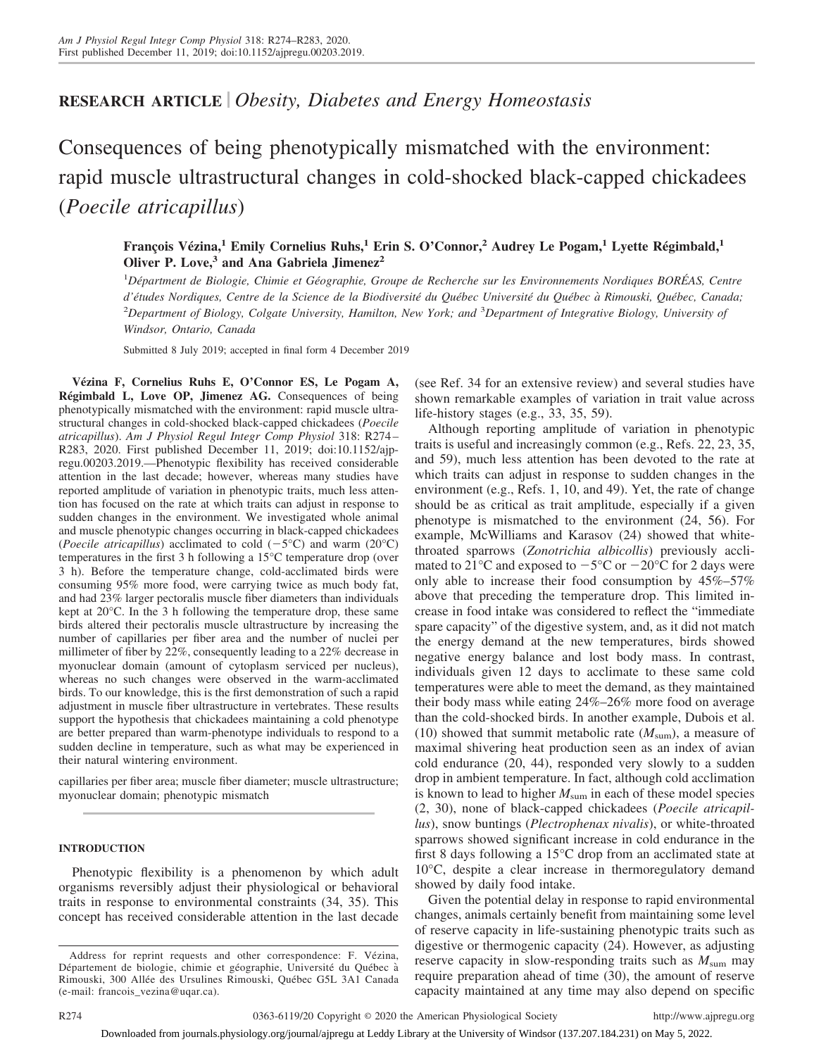# RESEARCH ARTICLE | *Obesity, Diabetes and Energy Homeostasis*

# Consequences of being phenotypically mismatched with the environment: rapid muscle ultrastructural changes in cold-shocked black-capped chickadees (*Poecile atricapillus*)

**François Vézina,[1] Emily Cornelius Ruhs,[1] Erin S. O'Connor,[2] Audrey Le Pogam,[1] Lyette Régimbald,[1] Oliver P. Love,[3] and Ana Gabriela Jimenez[2]**

[1]*Département de Biologie, Chimie et Géographie, Groupe de Recherche sur les Environnements Nordiques BORÉAS, Centre d'études Nordiques, Centre de la Science de la Biodiversité du Québec Université du Québec à Rimouski, Québec, Canada;* [2]*Department of Biology, Colgate University, Hamilton, New York; and* [3]*Department of Integrative Biology, University of Windsor, Ontario, Canada*

Submitted 8 July 2019; accepted in final form 4 December 2019

**Vézina F, Cornelius Ruhs E, O'Connor ES, Le Pogam A, Régimbald L, Love OP, Jimenez AG.** Consequences of being phenotypically mismatched with the environment: rapid muscle ultrastructural changes in cold-shocked black-capped chickadees (*Poecile atricapillus*). *Am J Physiol Regul Integr Comp Physiol* 318: R274–R283, 2020. First published December 11, 2019; doi:10.1152/ajpregu.00203.2019.—Phenotypic flexibility has received considerable attention in the last decade; however, whereas many studies have reported amplitude of variation in phenotypic traits, much less attention has focused on the rate at which traits can adjust in response to sudden changes in the environment. We investigated whole animal and muscle phenotypic changes occurring in black-capped chickadees (*Poecile atricapillus*) acclimated to cold (−5°C) and warm (20°C) temperatures in the first 3 h following a 15°C temperature drop (over 3 h). Before the temperature change, cold-acclimated birds were consuming 95% more food, were carrying twice as much body fat, and had 23% larger pectoralis muscle fiber diameters than individuals kept at 20°C. In the 3 h following the temperature drop, these same birds altered their pectoralis muscle ultrastructure by increasing the number of capillaries per fiber area and the number of nuclei per millimeter of fiber by 22%, consequently leading to a 22% decrease in myonuclear domain (amount of cytoplasm serviced per nucleus), whereas no such changes were observed in the warm-acclimated birds. To our knowledge, this is the first demonstration of such a rapid adjustment in muscle fiber ultrastructure in vertebrates. These results support the hypothesis that chickadees maintaining a cold phenotype are better prepared than warm-phenotype individuals to respond to a sudden decline in temperature, such as what may be experienced in their natural wintering environment.

capillaries per fiber area; muscle fiber diameter; muscle ultrastructure; myonuclear domain; phenotypic mismatch

## INTRODUCTION

Phenotypic flexibility is a phenomenon by which adult organisms reversibly adjust their physiological or behavioral traits in response to environmental constraints (34, 35). This concept has received considerable attention in the last decade (see Ref. 34 for an extensive review) and several studies have shown remarkable examples of variation in trait value across life-history stages (e.g., 33, 35, 59).

Although reporting amplitude of variation in phenotypic traits is useful and increasingly common (e.g., Refs. 22, 23, 35, and 59), much less attention has been devoted to the rate at which traits can adjust in response to sudden changes in the environment (e.g., Refs. 1, 10, and 49). Yet, the rate of change should be as critical as trait amplitude, especially if a given phenotype is mismatched to the environment (24, 56). For example, McWilliams and Karasov (24) showed that white-throated sparrows (*Zonotrichia albicollis*) previously acclimated to 21°C and exposed to −5°C or −20°C for 2 days were only able to increase their food consumption by 45%–57% above that preceding the temperature drop. This limited increase in food intake was considered to reflect the "immediate spare capacity" of the digestive system, and, as it did not match the energy demand at the new temperatures, birds showed negative energy balance and lost body mass. In contrast, individuals given 12 days to acclimate to these same cold temperatures were able to meet the demand, as they maintained their body mass while eating 24%–26% more food on average than the cold-shocked birds. In another example, Dubois et al. (10) showed that summit metabolic rate ($M_{sum}$), a measure of maximal shivering heat production seen as an index of avian cold endurance (20, 44), responded very slowly to a sudden drop in ambient temperature. In fact, although cold acclimation is known to lead to higher $M_{sum}$ in each of these model species (2, 30), none of black-capped chickadees (*Poecile atricapillus*), snow buntings (*Plectrophenax nivalis*), or white-throated sparrows showed significant increase in cold endurance in the first 8 days following a 15°C drop from an acclimated state at 10°C, despite a clear increase in thermoregulatory demand showed by daily food intake.

Given the potential delay in response to rapid environmental changes, animals certainly benefit from maintaining some level of reserve capacity in life-sustaining phenotypic traits such as digestive or thermogenic capacity (24). However, as adjusting reserve capacity in slow-responding traits such as $M_{sum}$ may require preparation ahead of time (30), the amount of reserve capacity maintained at any time may also depend on specific

Address for reprint requests and other correspondence: F. Vézina, Département de biologie, chimie et géographie, Université du Québec à Rimouski, 300 Allée des Ursulines Rimouski, Québec G5L 3A1 Canada (e-mail: francois_vezina@uqar.ca).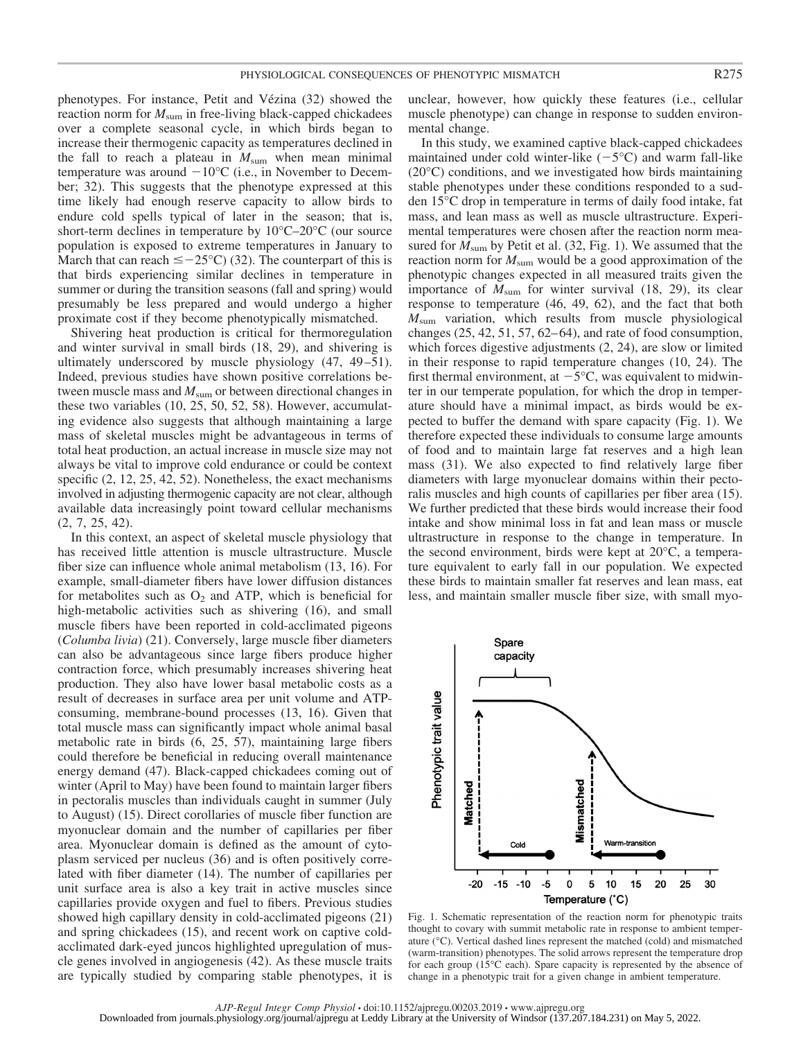phenotypes. For instance, Petit and Vézina (32) showed the reaction norm for $M_{sum}$ in free-living black-capped chickadees over a complete seasonal cycle, in which birds began to increase their thermogenic capacity as temperatures declined in the fall to reach a plateau in $M_{sum}$ when mean minimal temperature was around −10°C (i.e., in November to December; 32). This suggests that the phenotype expressed at this time likely had enough reserve capacity to allow birds to endure cold spells typical of later in the season; that is, short-term declines in temperature by 10°C–20°C (our source population is exposed to extreme temperatures in January to March that can reach ≤−25°C) (32). The counterpart of this is that birds experiencing similar declines in temperature in summer or during the transition seasons (fall and spring) would presumably be less prepared and would undergo a higher proximate cost if they become phenotypically mismatched.

Shivering heat production is critical for thermoregulation and winter survival in small birds (18, 29), and shivering is ultimately underscored by muscle physiology (47, 49–51). Indeed, previous studies have shown positive correlations between muscle mass and $M_{sum}$ or between directional changes in these two variables (10, 25, 50, 52, 58). However, accumulating evidence also suggests that although maintaining a large mass of skeletal muscles might be advantageous in terms of total heat production, an actual increase in muscle size may not always be vital to improve cold endurance or could be context specific (2, 12, 25, 42, 52). Nonetheless, the exact mechanisms involved in adjusting thermogenic capacity are not clear, although available data increasingly point toward cellular mechanisms (2, 7, 25, 42).

In this context, an aspect of skeletal muscle physiology that has received little attention is muscle ultrastructure. Muscle fiber size can influence whole animal metabolism (13, 16). For example, small-diameter fibers have lower diffusion distances for metabolites such as $O_2$ and ATP, which is beneficial for high-metabolic activities such as shivering (16), and small muscle fibers have been reported in cold-acclimated pigeons (*Columba livia*) (21). Conversely, large muscle fiber diameters can also be advantageous since large fibers produce higher contraction force, which presumably increases shivering heat production. They also have lower basal metabolic costs as a result of decreases in surface area per unit volume and ATP-consuming, membrane-bound processes (13, 16). Given that total muscle mass can significantly impact whole animal basal metabolic rate in birds (6, 25, 57), maintaining large fibers could therefore be beneficial in reducing overall maintenance energy demand (47). Black-capped chickadees coming out of winter (April to May) have been found to maintain larger fibers in pectoralis muscles than individuals caught in summer (July to August) (15). Direct corollaries of muscle fiber function are myonuclear domain and the number of capillaries per fiber area. Myonuclear domain is defined as the amount of cytoplasm serviced per nucleus (36) and is often positively correlated with fiber diameter (14). The number of capillaries per unit surface area is also a key trait in active muscles since capillaries provide oxygen and fuel to fibers. Previous studies showed high capillary density in cold-acclimated pigeons (21) and spring chickadees (15), and recent work on captive cold-acclimated dark-eyed juncos highlighted upregulation of muscle genes involved in angiogenesis (42). As these muscle traits are typically studied by comparing stable phenotypes, it is unclear, however, how quickly these features (i.e., cellular muscle phenotype) can change in response to sudden environmental change.

In this study, we examined captive black-capped chickadees maintained under cold winter-like (−5°C) and warm fall-like (20°C) conditions, and we investigated how birds maintaining stable phenotypes under these conditions responded to a sudden 15°C drop in temperature in terms of daily food intake, fat mass, and lean mass as well as muscle ultrastructure. Experimental temperatures were chosen after the reaction norm measured for $M_{sum}$ by Petit et al. (32, Fig. 1). We assumed that the reaction norm for $M_{sum}$ would be a good approximation of the phenotypic changes expected in all measured traits given the importance of $M_{sum}$ for winter survival (18, 29), its clear response to temperature (46, 49, 62), and the fact that both $M_{sum}$ variation, which results from muscle physiological changes (25, 42, 51, 57, 62–64), and rate of food consumption, which forces digestive adjustments (2, 24), are slow or limited in their response to rapid temperature changes (10, 24). The first thermal environment, at −5°C, was equivalent to midwinter in our temperate population, for which the drop in temperature should have a minimal impact, as birds would be expected to buffer the demand with spare capacity (Fig. 1). We therefore expected these individuals to consume large amounts of food and to maintain large fat reserves and a high lean mass (31). We also expected to find relatively large fiber diameters with large myonuclear domains within their pectoralis muscles and high counts of capillaries per fiber area (15). We further predicted that these birds would increase their food intake and show minimal loss in fat and lean mass or muscle ultrastructure in response to the change in temperature. In the second environment, birds were kept at 20°C, a temperature equivalent to early fall in our population. We expected these birds to maintain smaller fat reserves and lean mass, eat less, and maintain smaller muscle fiber size, with small myo-

Fig. 1. Schematic representation of the reaction norm for phenotypic traits thought to covary with summit metabolic rate in response to ambient temperature (°C). Vertical dashed lines represent the matched (cold) and mismatched (warm-transition) phenotypes. The solid arrows represent the temperature drop for each group (15°C each). Spare capacity is represented by the absence of change in a phenotypic trait for a given change in ambient temperature.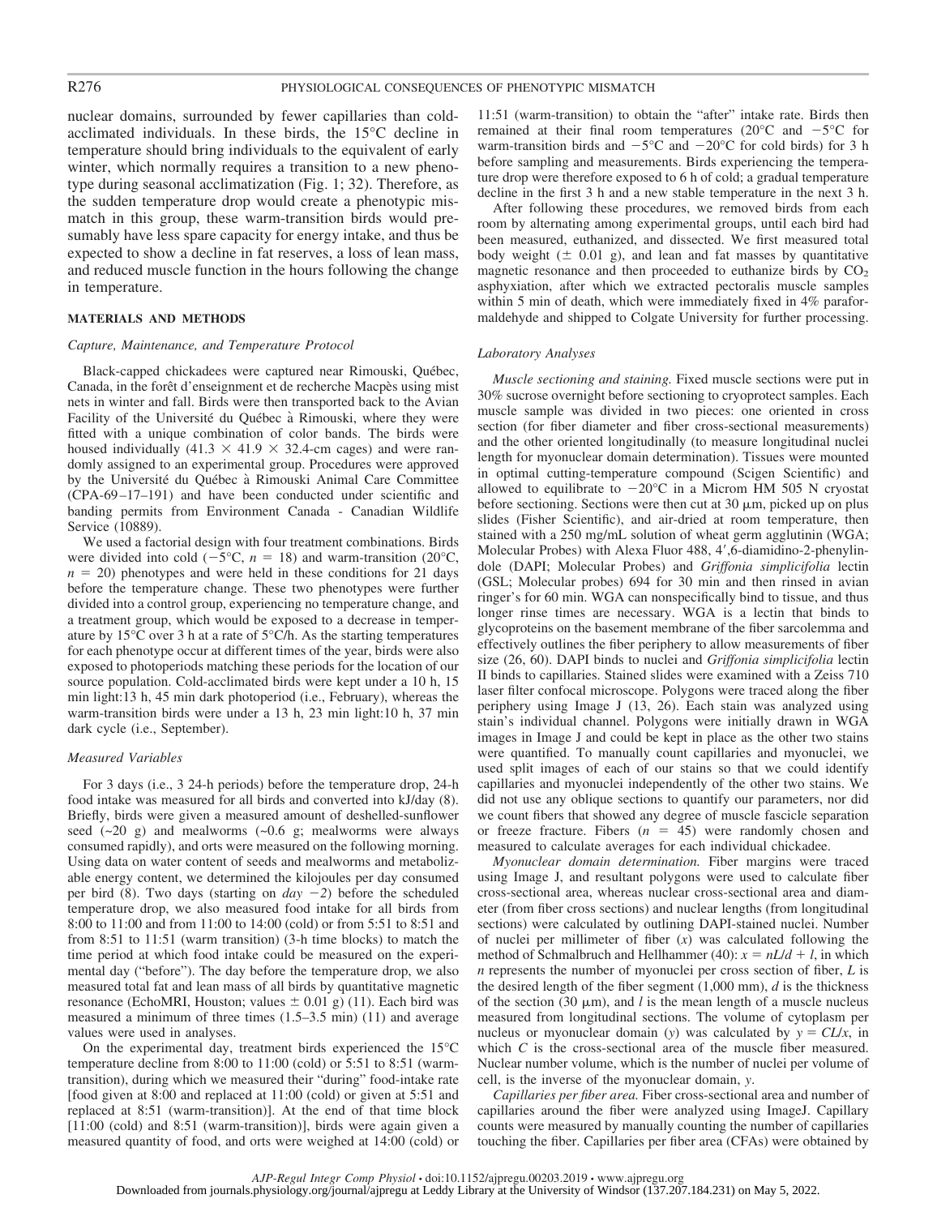nuclear domains, surrounded by fewer capillaries than cold-acclimated individuals. In these birds, the 15°C decline in temperature should bring individuals to the equivalent of early winter, which normally requires a transition to a new phenotype during seasonal acclimatization (Fig. 1; 32). Therefore, as the sudden temperature drop would create a phenotypic mismatch in this group, these warm-transition birds would presumably have less spare capacity for energy intake, and thus be expected to show a decline in fat reserves, a loss of lean mass, and reduced muscle function in the hours following the change in temperature.

## MATERIALS AND METHODS

### *Capture, Maintenance, and Temperature Protocol*

Black-capped chickadees were captured near Rimouski, Québec, Canada, in the forêt d'enseignment et de recherche Macpès using mist nets in winter and fall. Birds were then transported back to the Avian Facility of the Université du Québec à Rimouski, where they were fitted with a unique combination of color bands. The birds were housed individually (41.3 × 41.9 × 32.4-cm cages) and were randomly assigned to an experimental group. Procedures were approved by the Université du Québec à Rimouski Animal Care Committee (CPA-69–17–191) and have been conducted under scientific and banding permits from Environment Canada - Canadian Wildlife Service (10889).

We used a factorial design with four treatment combinations. Birds were divided into cold (−5°C, $n = 18$) and warm-transition (20°C, $n = 20$) phenotypes and were held in these conditions for 21 days before the temperature change. These two phenotypes were further divided into a control group, experiencing no temperature change, and a treatment group, which would be exposed to a decrease in temperature by 15°C over 3 h at a rate of 5°C/h. As the starting temperatures for each phenotype occur at different times of the year, birds were also exposed to photoperiods matching these periods for the location of our source population. Cold-acclimated birds were kept under a 10 h, 15 min light:13 h, 45 min dark photoperiod (i.e., February), whereas the warm-transition birds were under a 13 h, 23 min light:10 h, 37 min dark cycle (i.e., September).

### *Measured Variables*

For 3 days (i.e., 3 24-h periods) before the temperature drop, 24-h food intake was measured for all birds and converted into kJ/day (8). Briefly, birds were given a measured amount of deshelled-sunflower seed (~20 g) and mealworms (~0.6 g; mealworms were always consumed rapidly), and orts were measured on the following morning. Using data on water content of seeds and mealworms and metabolizable energy content, we determined the kilojoules per day consumed per bird (8). Two days (starting on *day −2*) before the scheduled temperature drop, we also measured food intake for all birds from 8:00 to 11:00 and from 11:00 to 14:00 (cold) or from 5:51 to 8:51 and from 8:51 to 11:51 (warm transition) (3-h time blocks) to match the time period at which food intake could be measured on the experimental day ("before"). The day before the temperature drop, we also measured total fat and lean mass of all birds by quantitative magnetic resonance (EchoMRI, Houston; values ± 0.01 g) (11). Each bird was measured a minimum of three times (1.5–3.5 min) (11) and average values were used in analyses.

On the experimental day, treatment birds experienced the 15°C temperature decline from 8:00 to 11:00 (cold) or 5:51 to 8:51 (warm-transition), during which we measured their "during" food-intake rate [food given at 8:00 and replaced at 11:00 (cold) or given at 5:51 and replaced at 8:51 (warm-transition)]. At the end of that time block [11:00 (cold) and 8:51 (warm-transition)], birds were again given a measured quantity of food, and orts were weighed at 14:00 (cold) or 11:51 (warm-transition) to obtain the "after" intake rate. Birds then remained at their final room temperatures (20°C and −5°C for warm-transition birds and −5°C and −20°C for cold birds) for 3 h before sampling and measurements. Birds experiencing the temperature drop were therefore exposed to 6 h of cold; a gradual temperature decline in the first 3 h and a new stable temperature in the next 3 h.

After following these procedures, we removed birds from each room by alternating among experimental groups, until each bird had been measured, euthanized, and dissected. We first measured total body weight (± 0.01 g), and lean and fat masses by quantitative magnetic resonance and then proceeded to euthanize birds by $CO_2$ asphyxiation, after which we extracted pectoralis muscle samples within 5 min of death, which were immediately fixed in 4% paraformaldehyde and shipped to Colgate University for further processing.

### *Laboratory Analyses*

*Muscle sectioning and staining.* Fixed muscle sections were put in 30% sucrose overnight before sectioning to cryoprotect samples. Each muscle sample was divided in two pieces: one oriented in cross section (for fiber diameter and fiber cross-sectional measurements) and the other oriented longitudinally (to measure longitudinal nuclei length for myonuclear domain determination). Tissues were mounted in optimal cutting-temperature compound (Scigen Scientific) and allowed to equilibrate to −20°C in a Microm HM 505 N cryostat before sectioning. Sections were then cut at 30 μm, picked up on plus slides (Fisher Scientific), and air-dried at room temperature, then stained with a 250 mg/mL solution of wheat germ agglutinin (WGA; Molecular Probes) with Alexa Fluor 488, 4′,6-diamidino-2-phenylindole (DAPI; Molecular Probes) and *Griffonia simplicifolia* lectin (GSL; Molecular probes) 694 for 30 min and then rinsed in avian ringer's for 60 min. WGA can nonspecifically bind to tissue, and thus longer rinse times are necessary. WGA is a lectin that binds to glycoproteins on the basement membrane of the fiber sarcolemma and effectively outlines the fiber periphery to allow measurements of fiber size (26, 60). DAPI binds to nuclei and *Griffonia simplicifolia* lectin II binds to capillaries. Stained slides were examined with a Zeiss 710 laser filter confocal microscope. Polygons were traced along the fiber periphery using Image J (13, 26). Each stain was analyzed using stain's individual channel. Polygons were initially drawn in WGA images in Image J and could be kept in place as the other two stains were quantified. To manually count capillaries and myonuclei, we used split images of each of our stains so that we could identify capillaries and myonuclei independently of the other two stains. We did not use any oblique sections to quantify our parameters, nor did we count fibers that showed any degree of muscle fascicle separation or freeze fracture. Fibers ($n = 45$) were randomly chosen and measured to calculate averages for each individual chickadee.

*Myonuclear domain determination.* Fiber margins were traced using Image J, and resultant polygons were used to calculate fiber cross-sectional area, whereas nuclear cross-sectional area and diameter (from fiber cross sections) and nuclear lengths (from longitudinal sections) were calculated by outlining DAPI-stained nuclei. Number of nuclei per millimeter of fiber ($x$) was calculated following the method of Schmalbruch and Hellhammer (40): $x = nL/d + l$, in which $n$ represents the number of myonuclei per cross section of fiber, $L$ is the desired length of the fiber segment (1,000 mm), $d$ is the thickness of the section (30 μm), and $l$ is the mean length of a muscle nucleus measured from longitudinal sections. The volume of cytoplasm per nucleus or myonuclear domain ($y$) was calculated by $y = CL/x$, in which $C$ is the cross-sectional area of the muscle fiber measured. Nuclear number volume, which is the number of nuclei per volume of cell, is the inverse of the myonuclear domain, $y$.

*Capillaries per fiber area.* Fiber cross-sectional area and number of capillaries around the fiber were analyzed using ImageJ. Capillary counts were measured by manually counting the number of capillaries touching the fiber. Capillaries per fiber area (CFAs) were obtained by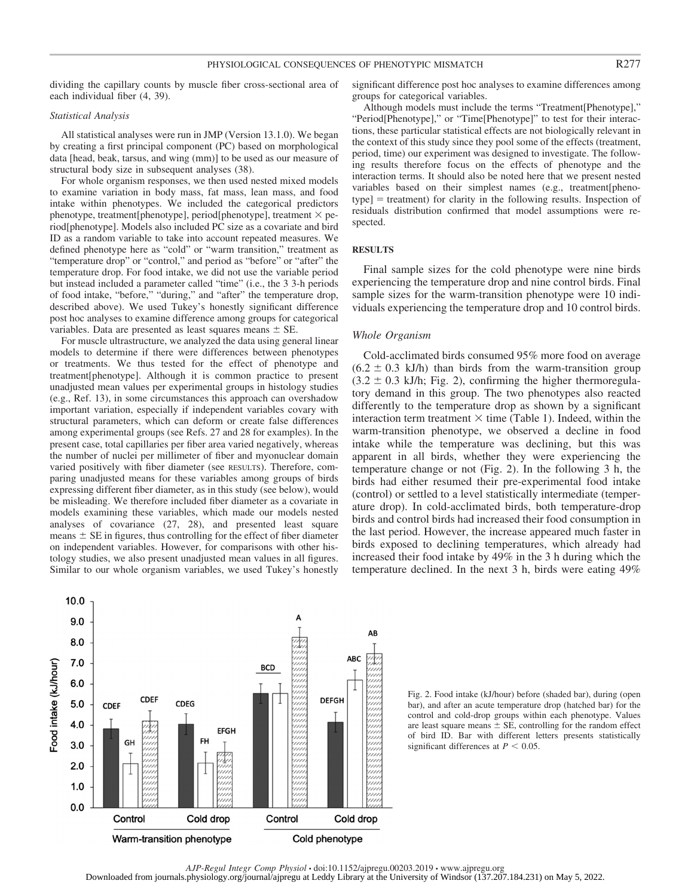dividing the capillary counts by muscle fiber cross-sectional area of each individual fiber (4, 39).

### Statistical Analysis

All statistical analyses were run in JMP (Version 13.1.0). We began by creating a first principal component (PC) based on morphological data [head, beak, tarsus, and wing (mm)] to be used as our measure of structural body size in subsequent analyses (38).

For whole organism responses, we then used nested mixed models to examine variation in body mass, fat mass, lean mass, and food intake within phenotypes. We included the categorical predictors phenotype, treatment[phenotype], period[phenotype], treatment × period[phenotype]. Models also included PC size as a covariate and bird ID as a random variable to take into account repeated measures. We defined phenotype here as "cold" or "warm transition," treatment as "temperature drop" or "control," and period as "before" or "after" the temperature drop. For food intake, we did not use the variable period but instead included a parameter called "time" (i.e., the 3 3-h periods of food intake, "before," "during," and "after" the temperature drop, described above). We used Tukey's honestly significant difference post hoc analyses to examine difference among groups for categorical variables. Data are presented as least squares means ± SE.

For muscle ultrastructure, we analyzed the data using general linear models to determine if there were differences between phenotypes or treatments. We thus tested for the effect of phenotype and treatment[phenotype]. Although it is common practice to present unadjusted mean values per experimental groups in histology studies (e.g., Ref. 13), in some circumstances this approach can overshadow important variation, especially if independent variables covary with structural parameters, which can deform or create false differences among experimental groups (see Refs. 27 and 28 for examples). In the present case, total capillaries per fiber area varied negatively, whereas the number of nuclei per millimeter of fiber and myonuclear domain varied positively with fiber diameter (see RESULTS). Therefore, comparing unadjusted means for these variables among groups of birds expressing different fiber diameter, as in this study (see below), would be misleading. We therefore included fiber diameter as a covariate in models examining these variables, which made our models nested analyses of covariance (27, 28), and presented least square means ± SE in figures, thus controlling for the effect of fiber diameter on independent variables. However, for comparisons with other histology studies, we also present unadjusted mean values in all figures. Similar to our whole organism variables, we used Tukey's honestly significant difference post hoc analyses to examine differences among groups for categorical variables.

Although models must include the terms "Treatment[Phenotype]," "Period[Phenotype]," or "Time[Phenotype]" to test for their interactions, these particular statistical effects are not biologically relevant in the context of this study since they pool some of the effects (treatment, period, time) our experiment was designed to investigate. The following results therefore focus on the effects of phenotype and the interaction terms. It should also be noted here that we present nested variables based on their simplest names (e.g., treatment[phenotype] = treatment) for clarity in the following results. Inspection of residuals distribution confirmed that model assumptions were respected.

## RESULTS

Final sample sizes for the cold phenotype were nine birds experiencing the temperature drop and nine control birds. Final sample sizes for the warm-transition phenotype were 10 individuals experiencing the temperature drop and 10 control birds.

### Whole Organism

Cold-acclimated birds consumed 95% more food on average (6.2 ± 0.3 kJ/h) than birds from the warm-transition group (3.2 ± 0.3 kJ/h; Fig. 2), confirming the higher thermoregulatory demand in this group. The two phenotypes also reacted differently to the temperature drop as shown by a significant interaction term treatment × time (Table 1). Indeed, within the warm-transition phenotype, we observed a decline in food intake while the temperature was declining, but this was apparent in all birds, whether they were experiencing the temperature change or not (Fig. 2). In the following 3 h, the birds had either resumed their pre-experimental food intake (control) or settled to a level statistically intermediate (temperature drop). In cold-acclimated birds, both temperature-drop birds and control birds had increased their food consumption in the last period. However, the increase appeared much faster in birds exposed to declining temperatures, which already had increased their food intake by 49% in the 3 h during which the temperature declined. In the next 3 h, birds were eating 49%

Fig. 2. Food intake (kJ/hour) before (shaded bar), during (open bar), and after an acute temperature drop (hatched bar) for the control and cold-drop groups within each phenotype. Values are least square means ± SE, controlling for the random effect of bird ID. Bar with different letters presents statistically significant differences at $P < 0.05$.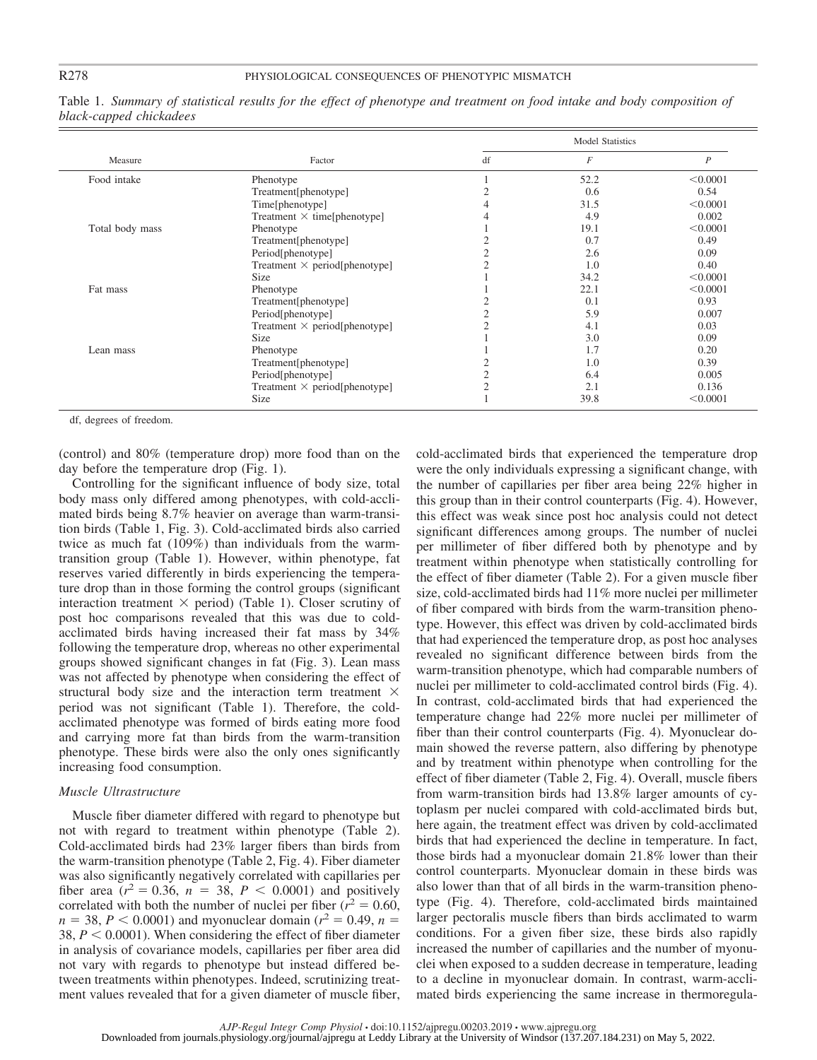Table 1. *Summary of statistical results for the effect of phenotype and treatment on food intake and body composition of black-capped chickadees*

| Measure | Factor | Model Statistics | | |
|---|---|---|---|---|
| | | df | *F* | *P* |
| Food intake | Phenotype | 1 | 52.2 | <0.0001 |
| | Treatment[phenotype] | 2 | 0.6 | 0.54 |
| | Time[phenotype] | 4 | 31.5 | <0.0001 |
| | Treatment × time[phenotype] | 4 | 4.9 | 0.002 |
| Total body mass | Phenotype | 1 | 19.1 | <0.0001 |
| | Treatment[phenotype] | 2 | 0.7 | 0.49 |
| | Period[phenotype] | 2 | 2.6 | 0.09 |
| | Treatment × period[phenotype] | 2 | 1.0 | 0.40 |
| | Size | 1 | 34.2 | <0.0001 |
| Fat mass | Phenotype | 1 | 22.1 | <0.0001 |
| | Treatment[phenotype] | 2 | 0.1 | 0.93 |
| | Period[phenotype] | 2 | 5.9 | 0.007 |
| | Treatment × period[phenotype] | 2 | 4.1 | 0.03 |
| | Size | 1 | 3.0 | 0.09 |
| Lean mass | Phenotype | 1 | 1.7 | 0.20 |
| | Treatment[phenotype] | 2 | 1.0 | 0.39 |
| | Period[phenotype] | 2 | 6.4 | 0.005 |
| | Treatment × period[phenotype] | 2 | 2.1 | 0.136 |
| | Size | 1 | 39.8 | <0.0001 |

df, degrees of freedom.

(control) and 80% (temperature drop) more food than on the day before the temperature drop (Fig. 1).

Controlling for the significant influence of body size, total body mass only differed among phenotypes, with cold-acclimated birds being 8.7% heavier on average than warm-transition birds (Table 1, Fig. 3). Cold-acclimated birds also carried twice as much fat (109%) than individuals from the warm-transition group (Table 1). However, within phenotype, fat reserves varied differently in birds experiencing the temperature drop than in those forming the control groups (significant interaction treatment × period) (Table 1). Closer scrutiny of post hoc comparisons revealed that this was due to cold-acclimated birds having increased their fat mass by 34% following the temperature drop, whereas no other experimental groups showed significant changes in fat (Fig. 3). Lean mass was not affected by phenotype when considering the effect of structural body size and the interaction term treatment × period was not significant (Table 1). Therefore, the cold-acclimated phenotype was formed of birds eating more food and carrying more fat than birds from the warm-transition phenotype. These birds were also the only ones significantly increasing food consumption.

### *Muscle Ultrastructure*

Muscle fiber diameter differed with regard to phenotype but not with regard to treatment within phenotype (Table 2). Cold-acclimated birds had 23% larger fibers than birds from the warm-transition phenotype (Table 2, Fig. 4). Fiber diameter was also significantly negatively correlated with capillaries per fiber area ($r^2 = 0.36$, $n = 38$, $P < 0.0001$) and positively correlated with both the number of nuclei per fiber ($r^2 = 0.60$, $n = 38$, $P < 0.0001$) and myonuclear domain ($r^2 = 0.49$, $n = 38$, $P < 0.0001$). When considering the effect of fiber diameter in analysis of covariance models, capillaries per fiber area did not vary with regards to phenotype but instead differed between treatments within phenotypes. Indeed, scrutinizing treatment values revealed that for a given diameter of muscle fiber, cold-acclimated birds that experienced the temperature drop were the only individuals expressing a significant change, with the number of capillaries per fiber area being 22% higher in this group than in their control counterparts (Fig. 4). However, this effect was weak since post hoc analysis could not detect significant differences among groups. The number of nuclei per millimeter of fiber differed both by phenotype and by treatment within phenotype when statistically controlling for the effect of fiber diameter (Table 2). For a given muscle fiber size, cold-acclimated birds had 11% more nuclei per millimeter of fiber compared with birds from the warm-transition phenotype. However, this effect was driven by cold-acclimated birds that had experienced the temperature drop, as post hoc analyses revealed no significant difference between birds from the warm-transition phenotype, which had comparable numbers of nuclei per millimeter to cold-acclimated control birds (Fig. 4). In contrast, cold-acclimated birds that had experienced the temperature change had 22% more nuclei per millimeter of fiber than their control counterparts (Fig. 4). Myonuclear domain showed the reverse pattern, also differing by phenotype and by treatment within phenotype when controlling for the effect of fiber diameter (Table 2, Fig. 4). Overall, muscle fibers from warm-transition birds had 13.8% larger amounts of cytoplasm per nuclei compared with cold-acclimated birds but, here again, the treatment effect was driven by cold-acclimated birds that had experienced the decline in temperature. In fact, those birds had a myonuclear domain 21.8% lower than their control counterparts. Myonuclear domain in these birds was also lower than that of all birds in the warm-transition phenotype (Fig. 4). Therefore, cold-acclimated birds maintained larger pectoralis muscle fibers than birds acclimated to warm conditions. For a given fiber size, these birds also rapidly increased the number of capillaries and the number of myonuclei when exposed to a sudden decrease in temperature, leading to a decline in myonuclear domain. In contrast, warm-acclimated birds experiencing the same increase in thermoregula-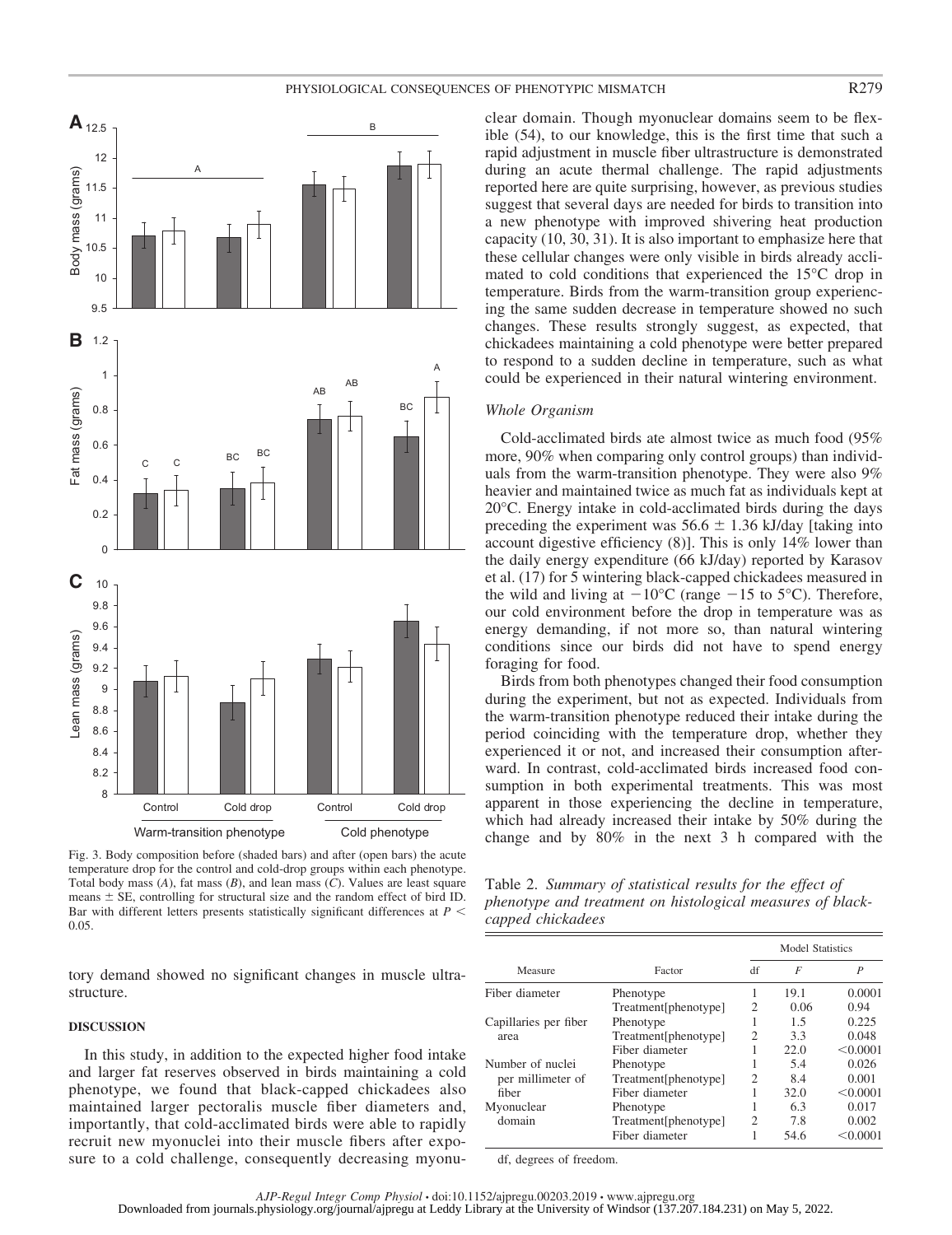Fig. 3. Body composition before (shaded bars) and after (open bars) the acute temperature drop for the control and cold-drop groups within each phenotype. Total body mass (*A*), fat mass (*B*), and lean mass (*C*). Values are least square means ± SE, controlling for structural size and the random effect of bird ID. Bar with different letters presents statistically significant differences at $P < 0.05$.

tory demand showed no significant changes in muscle ultrastructure.

## DISCUSSION

In this study, in addition to the expected higher food intake and larger fat reserves observed in birds maintaining a cold phenotype, we found that black-capped chickadees also maintained larger pectoralis muscle fiber diameters and, importantly, that cold-acclimated birds were able to rapidly recruit new myonuclei into their muscle fibers after exposure to a cold challenge, consequently decreasing myonuclear domain. Though myonuclear domains seem to be flexible (54), to our knowledge, this is the first time that such a rapid adjustment in muscle fiber ultrastructure is demonstrated during an acute thermal challenge. The rapid adjustments reported here are quite surprising, however, as previous studies suggest that several days are needed for birds to transition into a new phenotype with improved shivering heat production capacity (10, 30, 31). It is also important to emphasize here that these cellular changes were only visible in birds already acclimated to cold conditions that experienced the 15°C drop in temperature. Birds from the warm-transition group experiencing the same sudden decrease in temperature showed no such changes. These results strongly suggest, as expected, that chickadees maintaining a cold phenotype were better prepared to respond to a sudden decline in temperature, such as what could be experienced in their natural wintering environment.

### *Whole Organism*

Cold-acclimated birds ate almost twice as much food (95% more, 90% when comparing only control groups) than individuals from the warm-transition phenotype. They were also 9% heavier and maintained twice as much fat as individuals kept at 20°C. Energy intake in cold-acclimated birds during the days preceding the experiment was 56.6 ± 1.36 kJ/day [taking into account digestive efficiency (8)]. This is only 14% lower than the daily energy expenditure (66 kJ/day) reported by Karasov et al. (17) for 5 wintering black-capped chickadees measured in the wild and living at −10°C (range −15 to 5°C). Therefore, our cold environment before the drop in temperature was as energy demanding, if not more so, than natural wintering conditions since our birds did not have to spend energy foraging for food.

Birds from both phenotypes changed their food consumption during the experiment, but not as expected. Individuals from the warm-transition phenotype reduced their intake during the period coinciding with the temperature drop, whether they experienced it or not, and increased their consumption afterward. In contrast, cold-acclimated birds increased food consumption in both experimental treatments. This was most apparent in those experiencing the decline in temperature, which had already increased their intake by 50% during the change and by 80% in the next 3 h compared with the

Table 2. *Summary of statistical results for the effect of phenotype and treatment on histological measures of black-capped chickadees*

| Measure | Factor | Model Statistics | | |
|---|---|---|---|---|
| | | df | *F* | *P* |
| Fiber diameter | Phenotype | 1 | 19.1 | 0.0001 |
| | Treatment[phenotype] | 2 | 0.06 | 0.94 |
| Capillaries per fiber area | Phenotype | 1 | 1.5 | 0.225 |
| | Treatment[phenotype] | 2 | 3.3 | 0.048 |
| | Fiber diameter | 1 | 22.0 | <0.0001 |
| Number of nuclei per millimeter of fiber | Phenotype | 1 | 5.4 | 0.026 |
| | Treatment[phenotype] | 2 | 8.4 | 0.001 |
| | Fiber diameter | 1 | 32.0 | <0.0001 |
| Myonuclear domain | Phenotype | 1 | 6.3 | 0.017 |
| | Treatment[phenotype] | 2 | 7.8 | 0.002 |
| | Fiber diameter | 1 | 54.6 | <0.0001 |

df, degrees of freedom.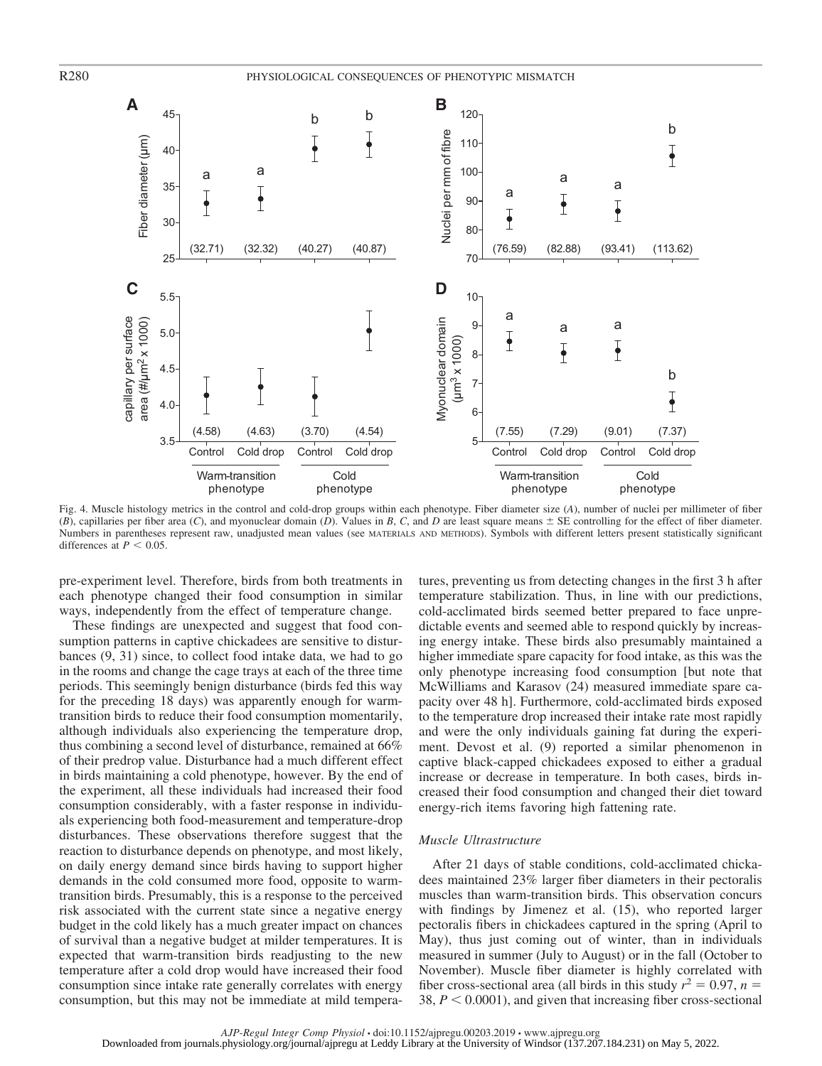Fig. 4. Muscle histology metrics in the control and cold-drop groups within each phenotype. Fiber diameter size (*A*), number of nuclei per millimeter of fiber (*B*), capillaries per fiber area (*C*), and myonuclear domain (*D*). Values in *B*, *C*, and *D* are least square means ± SE controlling for the effect of fiber diameter. Numbers in parentheses represent raw, unadjusted mean values (see MATERIALS AND METHODS). Symbols with different letters present statistically significant differences at $P < 0.05$.

pre-experiment level. Therefore, birds from both treatments in each phenotype changed their food consumption in similar ways, independently from the effect of temperature change.

These findings are unexpected and suggest that food consumption patterns in captive chickadees are sensitive to disturbances (9, 31) since, to collect food intake data, we had to go in the rooms and change the cage trays at each of the three time periods. This seemingly benign disturbance (birds fed this way for the preceding 18 days) was apparently enough for warm-transition birds to reduce their food consumption momentarily, although individuals also experiencing the temperature drop, thus combining a second level of disturbance, remained at 66% of their predrop value. Disturbance had a much different effect in birds maintaining a cold phenotype, however. By the end of the experiment, all these individuals had increased their food consumption considerably, with a faster response in individuals experiencing both food-measurement and temperature-drop disturbances. These observations therefore suggest that the reaction to disturbance depends on phenotype, and most likely, on daily energy demand since birds having to support higher demands in the cold consumed more food, opposite to warm-transition birds. Presumably, this is a response to the perceived risk associated with the current state since a negative energy budget in the cold likely has a much greater impact on chances of survival than a negative budget at milder temperatures. It is expected that warm-transition birds readjusting to the new temperature after a cold drop would have increased their food consumption since intake rate generally correlates with energy consumption, but this may not be immediate at mild temperatures, preventing us from detecting changes in the first 3 h after temperature stabilization. Thus, in line with our predictions, cold-acclimated birds seemed better prepared to face unpredictable events and seemed able to respond quickly by increasing energy intake. These birds also presumably maintained a higher immediate spare capacity for food intake, as this was the only phenotype increasing food consumption [but note that McWilliams and Karasov (24) measured immediate spare capacity over 48 h]. Furthermore, cold-acclimated birds exposed to the temperature drop increased their intake rate most rapidly and were the only individuals gaining fat during the experiment. Devost et al. (9) reported a similar phenomenon in captive black-capped chickadees exposed to either a gradual increase or decrease in temperature. In both cases, birds increased their food consumption and changed their diet toward energy-rich items favoring high fattening rate.

### *Muscle Ultrastructure*

After 21 days of stable conditions, cold-acclimated chickadees maintained 23% larger fiber diameters in their pectoralis muscles than warm-transition birds. This observation concurs with findings by Jimenez et al. (15), who reported larger pectoralis fibers in chickadees captured in the spring (April to May), thus just coming out of winter, than in individuals measured in summer (July to August) or in the fall (October to November). Muscle fiber diameter is highly correlated with fiber cross-sectional area (all birds in this study $r^2 = 0.97$, $n = 38$, $P < 0.0001$), and given that increasing fiber cross-sectional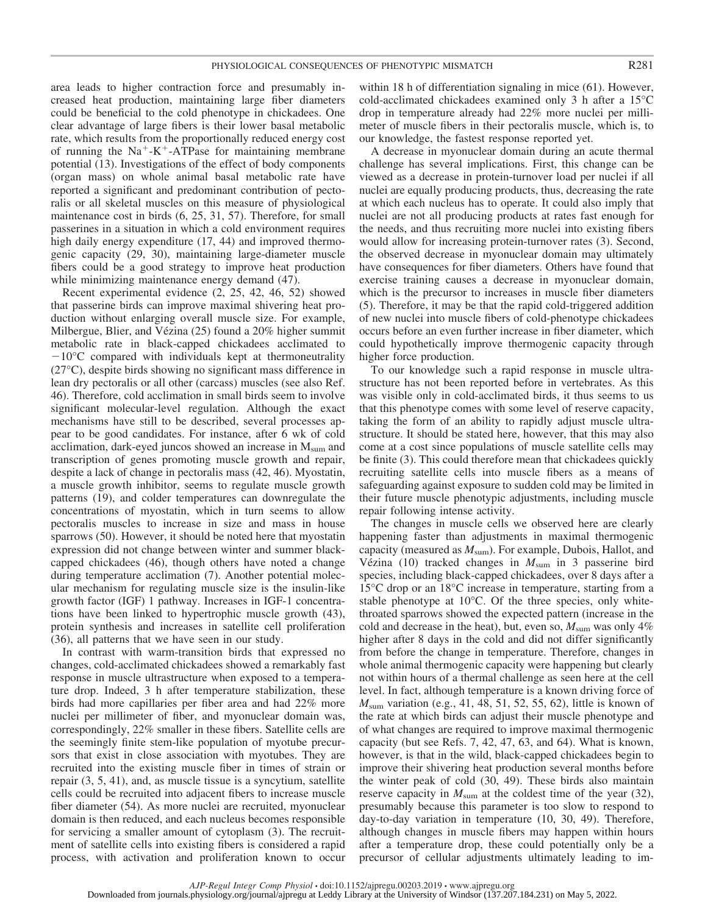area leads to higher contraction force and presumably increased heat production, maintaining large fiber diameters could be beneficial to the cold phenotype in chickadees. One clear advantage of large fibers is their lower basal metabolic rate, which results from the proportionally reduced energy cost of running the $Na^+$-$K^+$-ATPase for maintaining membrane potential (13). Investigations of the effect of body components (organ mass) on whole animal basal metabolic rate have reported a significant and predominant contribution of pectoralis or all skeletal muscles on this measure of physiological maintenance cost in birds (6, 25, 31, 57). Therefore, for small passerines in a situation in which a cold environment requires high daily energy expenditure (17, 44) and improved thermogenic capacity (29, 30), maintaining large-diameter muscle fibers could be a good strategy to improve heat production while minimizing maintenance energy demand (47).

Recent experimental evidence (2, 25, 42, 46, 52) showed that passerine birds can improve maximal shivering heat production without enlarging overall muscle size. For example, Milbergue, Blier, and Vézina (25) found a 20% higher summit metabolic rate in black-capped chickadees acclimated to −10°C compared with individuals kept at thermoneutrality (27°C), despite birds showing no significant mass difference in lean dry pectoralis or all other (carcass) muscles (see also Ref. 46). Therefore, cold acclimation in small birds seem to involve significant molecular-level regulation. Although the exact mechanisms have still to be described, several processes appear to be good candidates. For instance, after 6 wk of cold acclimation, dark-eyed juncos showed an increase in $M_{sum}$ and transcription of genes promoting muscle growth and repair, despite a lack of change in pectoralis mass (42, 46). Myostatin, a muscle growth inhibitor, seems to regulate muscle growth patterns (19), and colder temperatures can downregulate the concentrations of myostatin, which in turn seems to allow pectoralis muscles to increase in size and mass in house sparrows (50). However, it should be noted here that myostatin expression did not change between winter and summer black-capped chickadees (46), though others have noted a change during temperature acclimation (7). Another potential molecular mechanism for regulating muscle size is the insulin-like growth factor (IGF) 1 pathway. Increases in IGF-1 concentrations have been linked to hypertrophic muscle growth (43), protein synthesis and increases in satellite cell proliferation (36), all patterns that we have seen in our study.

In contrast with warm-transition birds that expressed no changes, cold-acclimated chickadees showed a remarkably fast response in muscle ultrastructure when exposed to a temperature drop. Indeed, 3 h after temperature stabilization, these birds had more capillaries per fiber area and had 22% more nuclei per millimeter of fiber, and myonuclear domain was, correspondingly, 22% smaller in these fibers. Satellite cells are the seemingly finite stem-like population of myotube precursors that exist in close association with myotubes. They are recruited into the existing muscle fiber in times of strain or repair (3, 5, 41), and, as muscle tissue is a syncytium, satellite cells could be recruited into adjacent fibers to increase muscle fiber diameter (54). As more nuclei are recruited, myonuclear domain is then reduced, and each nucleus becomes responsible for servicing a smaller amount of cytoplasm (3). The recruitment of satellite cells into existing fibers is considered a rapid process, with activation and proliferation known to occur within 18 h of differentiation signaling in mice (61). However, cold-acclimated chickadees examined only 3 h after a 15°C drop in temperature already had 22% more nuclei per millimeter of muscle fibers in their pectoralis muscle, which is, to our knowledge, the fastest response reported yet.

A decrease in myonuclear domain during an acute thermal challenge has several implications. First, this change can be viewed as a decrease in protein-turnover load per nuclei if all nuclei are equally producing products, thus, decreasing the rate at which each nucleus has to operate. It could also imply that nuclei are not all producing products at rates fast enough for the needs, and thus recruiting more nuclei into existing fibers would allow for increasing protein-turnover rates (3). Second, the observed decrease in myonuclear domain may ultimately have consequences for fiber diameters. Others have found that exercise training causes a decrease in myonuclear domain, which is the precursor to increases in muscle fiber diameters (5). Therefore, it may be that the rapid cold-triggered addition of new nuclei into muscle fibers of cold-phenotype chickadees occurs before an even further increase in fiber diameter, which could hypothetically improve thermogenic capacity through higher force production.

To our knowledge such a rapid response in muscle ultrastructure has not been reported before in vertebrates. As this was visible only in cold-acclimated birds, it thus seems to us that this phenotype comes with some level of reserve capacity, taking the form of an ability to rapidly adjust muscle ultrastructure. It should be stated here, however, that this may also come at a cost since populations of muscle satellite cells may be finite (3). This could therefore mean that chickadees quickly recruiting satellite cells into muscle fibers as a means of safeguarding against exposure to sudden cold may be limited in their future muscle phenotypic adjustments, including muscle repair following intense activity.

The changes in muscle cells we observed here are clearly happening faster than adjustments in maximal thermogenic capacity (measured as $M_{sum}$). For example, Dubois, Hallot, and Vézina (10) tracked changes in $M_{sum}$ in 3 passerine bird species, including black-capped chickadees, over 8 days after a 15°C drop or an 18°C increase in temperature, starting from a stable phenotype at 10°C. Of the three species, only white-throated sparrows showed the expected pattern (increase in the cold and decrease in the heat), but, even so, $M_{sum}$ was only 4% higher after 8 days in the cold and did not differ significantly from before the change in temperature. Therefore, changes in whole animal thermogenic capacity were happening but clearly not within hours of a thermal challenge as seen here at the cell level. In fact, although temperature is a known driving force of $M_{sum}$ variation (e.g., 41, 48, 51, 52, 55, 62), little is known of the rate at which birds can adjust their muscle phenotype and of what changes are required to improve maximal thermogenic capacity (but see Refs. 7, 42, 47, 63, and 64). What is known, however, is that in the wild, black-capped chickadees begin to improve their shivering heat production several months before the winter peak of cold (30, 49). These birds also maintain reserve capacity in $M_{sum}$ at the coldest time of the year (32), presumably because this parameter is too slow to respond to day-to-day variation in temperature (10, 30, 49). Therefore, although changes in muscle fibers may happen within hours after a temperature drop, these could potentially only be a precursor of cellular adjustments ultimately leading to im-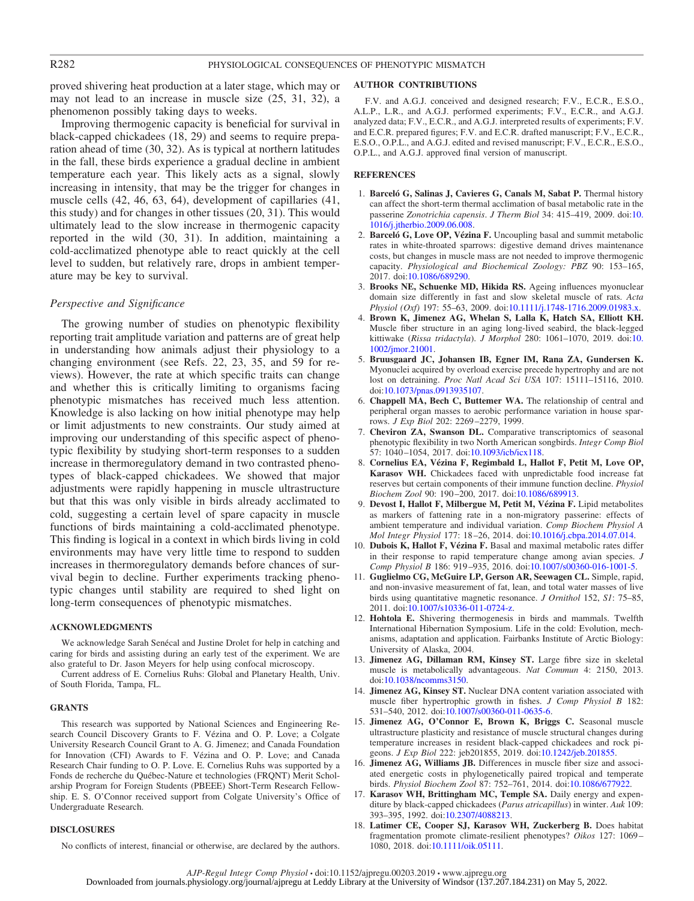proved shivering heat production at a later stage, which may or may not lead to an increase in muscle size (25, 31, 32), a phenomenon possibly taking days to weeks.

Improving thermogenic capacity is beneficial for survival in black-capped chickadees (18, 29) and seems to require preparation ahead of time (30, 32). As is typical at northern latitudes in the fall, these birds experience a gradual decline in ambient temperature each year. This likely acts as a signal, slowly increasing in intensity, that may be the trigger for changes in muscle cells (42, 46, 63, 64), development of capillaries (41, this study) and for changes in other tissues (20, 31). This would ultimately lead to the slow increase in thermogenic capacity reported in the wild (30, 31). In addition, maintaining a cold-acclimatized phenotype able to react quickly at the cell level to sudden, but relatively rare, drops in ambient temperature may be key to survival.

### *Perspective and Significance*

The growing number of studies on phenotypic flexibility reporting trait amplitude variation and patterns are of great help in understanding how animals adjust their physiology to a changing environment (see Refs. 22, 23, 35, and 59 for reviews). However, the rate at which specific traits can change and whether this is critically limiting to organisms facing phenotypic mismatches has received much less attention. Knowledge is also lacking on how initial phenotype may help or limit adjustments to new constraints. Our study aimed at improving our understanding of this specific aspect of phenotypic flexibility by studying short-term responses to a sudden increase in thermoregulatory demand in two contrasted phenotypes of black-capped chickadees. We showed that major adjustments were rapidly happening in muscle ultrastructure but that this was only visible in birds already acclimated to cold, suggesting a certain level of spare capacity in muscle functions of birds maintaining a cold-acclimated phenotype. This finding is logical in a context in which birds living in cold environments may have very little time to respond to sudden increases in thermoregulatory demands before chances of survival begin to decline. Further experiments tracking phenotypic changes until stability are required to shed light on long-term consequences of phenotypic mismatches.

## ACKNOWLEDGMENTS

We acknowledge Sarah Senécal and Justine Drolet for help in catching and caring for birds and assisting during an early test of the experiment. We are also grateful to Dr. Jason Meyers for help using confocal microscopy.

Current address of E. Cornelius Ruhs: Global and Planetary Health, Univ. of South Florida, Tampa, FL.

## GRANTS

This research was supported by National Sciences and Engineering Research Council Discovery Grants to F. Vézina and O. P. Love; a Colgate University Research Council Grant to A. G. Jimenez; and Canada Foundation for Innovation (CFI) Awards to F. Vézina and O. P. Love; and Canada Research Chair funding to O. P. Love. E. Cornelius Ruhs was supported by a Fonds de recherche du Québec-Nature et technologies (FRQNT) Merit Scholarship Program for Foreign Students (PBEEE) Short-Term Research Fellowship. E. S. O'Connor received support from Colgate University's Office of Undergraduate Research.

## DISCLOSURES

No conflicts of interest, financial or otherwise, are declared by the authors.

## AUTHOR CONTRIBUTIONS

F.V. and A.G.J. conceived and designed research; F.V., E.C.R., E.S.O., A.L.P., L.R., and A.G.J. performed experiments; F.V., E.C.R., and A.G.J. analyzed data; F.V., E.C.R., and A.G.J. interpreted results of experiments; F.V. and E.C.R. prepared figures; F.V. and E.C.R. drafted manuscript; F.V., E.C.R., E.S.O., O.P.L., and A.G.J. edited and revised manuscript; F.V., E.C.R., E.S.O., O.P.L., and A.G.J. approved final version of manuscript.

## REFERENCES

1. **Barceló G, Salinas J, Cavieres G, Canals M, Sabat P.** Thermal history can affect the short-term thermal acclimation of basal metabolic rate in the passerine *Zonotrichia capensis*. *J Therm Biol* 34: 415–419, 2009. doi:10.1016/j.jtherbio.2009.06.008.
2. **Barceló G, Love OP, Vézina F.** Uncoupling basal and summit metabolic rates in white-throated sparrows: digestive demand drives maintenance costs, but changes in muscle mass are not needed to improve thermogenic capacity. *Physiological and Biochemical Zoology: PBZ* 90: 153–165, 2017. doi:10.1086/689290.
3. **Brooks NE, Schuenke MD, Hikida RS.** Ageing influences myonuclear domain size differently in fast and slow skeletal muscle of rats. *Acta Physiol (Oxf)* 197: 55–63, 2009. doi:10.1111/j.1748-1716.2009.01983.x.
4. **Brown K, Jimenez AG, Whelan S, Lalla K, Hatch SA, Elliott KH.** Muscle fiber structure in an aging long-lived seabird, the black-legged kittiwake (*Rissa tridactyla*). *J Morphol* 280: 1061–1070, 2019. doi:10.1002/jmor.21001.
5. **Bruusgaard JC, Johansen IB, Egner IM, Rana ZA, Gundersen K.** Myonuclei acquired by overload exercise precede hypertrophy and are not lost on detraining. *Proc Natl Acad Sci USA* 107: 15111–15116, 2010. doi:10.1073/pnas.0913935107.
6. **Chappell MA, Bech C, Buttemer WA.** The relationship of central and peripheral organ masses to aerobic performance variation in house sparrows. *J Exp Biol* 202: 2269–2279, 1999.
7. **Cheviron ZA, Swanson DL.** Comparative transcriptomics of seasonal phenotypic flexibility in two North American songbirds. *Integr Comp Biol* 57: 1040–1054, 2017. doi:10.1093/icb/icx118.
8. **Cornelius EA, Vézina F, Regimbald L, Hallot F, Petit M, Love OP, Karasov WH.** Chickadees faced with unpredictable food increase fat reserves but certain components of their immune function decline. *Physiol Biochem Zool* 90: 190–200, 2017. doi:10.1086/689913.
9. **Devost I, Hallot F, Milbergue M, Petit M, Vézina F.** Lipid metabolites as markers of fattening rate in a non-migratory passerine: effects of ambient temperature and individual variation. *Comp Biochem Physiol A Mol Integr Physiol* 177: 18–26, 2014. doi:10.1016/j.cbpa.2014.07.014.
10. **Dubois K, Hallot F, Vézina F.** Basal and maximal metabolic rates differ in their response to rapid temperature change among avian species. *J Comp Physiol B* 186: 919–935, 2016. doi:10.1007/s00360-016-1001-5.
11. **Guglielmo CG, McGuire LP, Gerson AR, Seewagen CL.** Simple, rapid, and non-invasive measurement of fat, lean, and total water masses of live birds using quantitative magnetic resonance. *J Ornithol* 152, *S1*: 75–85, 2011. doi:10.1007/s10336-011-0724-z.
12. **Hohtola E.** Shivering thermogenesis in birds and mammals. Twelfth International Hibernation Symposium. Life in the cold: Evolution, mechanisms, adaptation and application. Fairbanks Institute of Arctic Biology: University of Alaska, 2004.
13. **Jimenez AG, Dillaman RM, Kinsey ST.** Large fibre size in skeletal muscle is metabolically advantageous. *Nat Commun* 4: 2150, 2013. doi:10.1038/ncomms3150.
14. **Jimenez AG, Kinsey ST.** Nuclear DNA content variation associated with muscle fiber hypertrophic growth in fishes. *J Comp Physiol B* 182: 531–540, 2012. doi:10.1007/s00360-011-0635-6.
15. **Jimenez AG, O'Connor E, Brown K, Briggs C.** Seasonal muscle ultrastructure plasticity and resistance of muscle structural changes during temperature increases in resident black-capped chickadees and rock pigeons. *J Exp Biol* 222: jeb201855, 2019. doi:10.1242/jeb.201855.
16. **Jimenez AG, Williams JB.** Differences in muscle fiber size and associated energetic costs in phylogenetically paired tropical and temperate birds. *Physiol Biochem Zool* 87: 752–761, 2014. doi:10.1086/677922.
17. **Karasov WH, Brittingham MC, Temple SA.** Daily energy and expenditure by black-capped chickadees (*Parus atricapillus*) in winter. *Auk* 109: 393–395, 1992. doi:10.2307/4088213.
18. **Latimer CE, Cooper SJ, Karasov WH, Zuckerberg B.** Does habitat fragmentation promote climate-resilient phenotypes? *Oikos* 127: 1069–1080, 2018. doi:10.1111/oik.05111.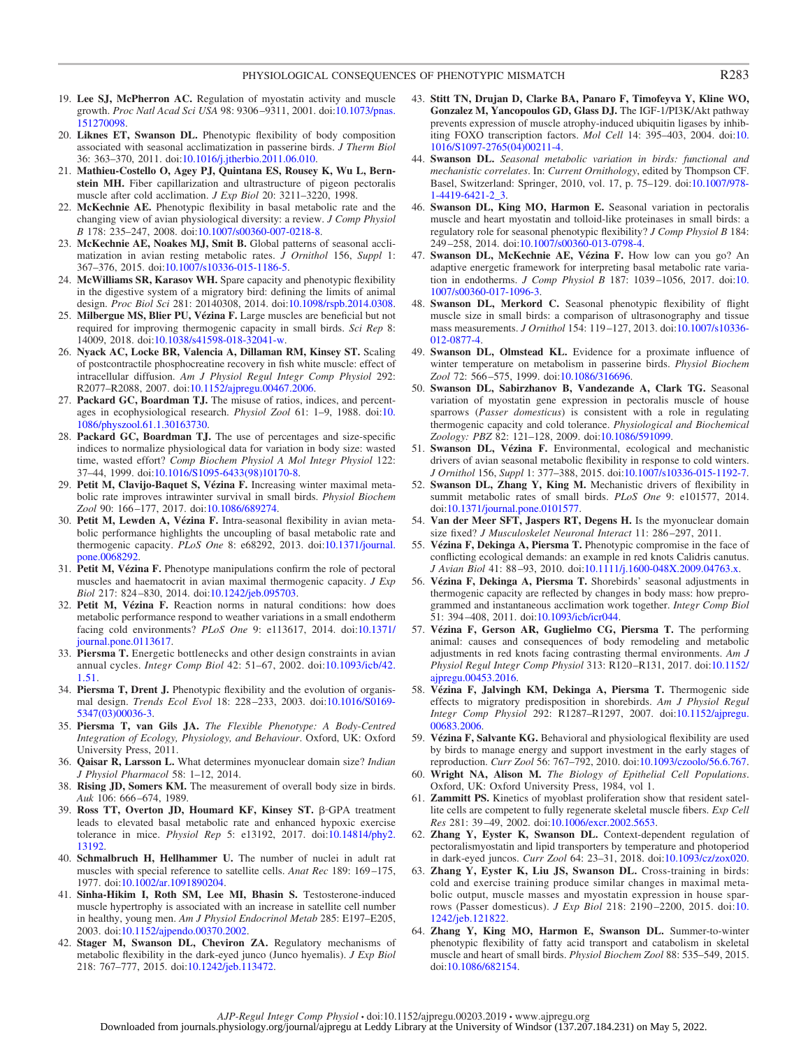19. **Lee SJ, McPherron AC.** Regulation of myostatin activity and muscle growth. *Proc Natl Acad Sci USA* 98: 9306–9311, 2001. doi:10.1073/pnas.151270098.
20. **Liknes ET, Swanson DL.** Phenotypic flexibility of body composition associated with seasonal acclimatization in passerine birds. *J Therm Biol* 36: 363–370, 2011. doi:10.1016/j.jtherbio.2011.06.010.
21. **Mathieu-Costello O, Agey PJ, Quintana ES, Rousey K, Wu L, Bernstein MH.** Fiber capillarization and ultrastructure of pigeon pectoralis muscle after cold acclimation. *J Exp Biol* 20: 3211–3220, 1998.
22. **McKechnie AE.** Phenotypic flexibility in basal metabolic rate and the changing view of avian physiological diversity: a review. *J Comp Physiol B* 178: 235–247, 2008. doi:10.1007/s00360-007-0218-8.
23. **McKechnie AE, Noakes MJ, Smit B.** Global patterns of seasonal acclimatization in avian resting metabolic rates. *J Ornithol* 156, *Suppl* 1: 367–376, 2015. doi:10.1007/s10336-015-1186-5.
24. **McWilliams SR, Karasov WH.** Spare capacity and phenotypic flexibility in the digestive system of a migratory bird: defining the limits of animal design. *Proc Biol Sci* 281: 20140308, 2014. doi:10.1098/rspb.2014.0308.
25. **Milbergue MS, Blier PU, Vézina F.** Large muscles are beneficial but not required for improving thermogenic capacity in small birds. *Sci Rep* 8: 14009, 2018. doi:10.1038/s41598-018-32041-w.
26. **Nyack AC, Locke BR, Valencia A, Dillaman RM, Kinsey ST.** Scaling of postcontractile phosphocreatine recovery in fish white muscle: effect of intracellular diffusion. *Am J Physiol Regul Integr Comp Physiol* 292: R2077–R2088, 2007. doi:10.1152/ajpregu.00467.2006.
27. **Packard GC, Boardman TJ.** The misuse of ratios, indices, and percentages in ecophysiological research. *Physiol Zool* 61: 1–9, 1988. doi:10.1086/physzool.61.1.30163730.
28. **Packard GC, Boardman TJ.** The use of percentages and size-specific indices to normalize physiological data for variation in body size: wasted time, wasted effort? *Comp Biochem Physiol A Mol Integr Physiol* 122: 37–44, 1999. doi:10.1016/S1095-6433(98)10170-8.
29. **Petit M, Clavijo-Baquet S, Vézina F.** Increasing winter maximal metabolic rate improves intrawinter survival in small birds. *Physiol Biochem Zool* 90: 166–177, 2017. doi:10.1086/689274.
30. **Petit M, Lewden A, Vézina F.** Intra-seasonal flexibility in avian metabolic performance highlights the uncoupling of basal metabolic rate and thermogenic capacity. *PLoS One* 8: e68292, 2013. doi:10.1371/journal.pone.0068292.
31. **Petit M, Vézina F.** Phenotype manipulations confirm the role of pectoral muscles and haematocrit in avian maximal thermogenic capacity. *J Exp Biol* 217: 824–830, 2014. doi:10.1242/jeb.095703.
32. **Petit M, Vézina F.** Reaction norms in natural conditions: how does metabolic performance respond to weather variations in a small endotherm facing cold environments? *PLoS One* 9: e113617, 2014. doi:10.1371/journal.pone.0113617.
33. **Piersma T.** Energetic bottlenecks and other design constraints in avian annual cycles. *Integr Comp Biol* 42: 51–67, 2002. doi:10.1093/icb/42.1.51.
34. **Piersma T, Drent J.** Phenotypic flexibility and the evolution of organismal design. *Trends Ecol Evol* 18: 228–233, 2003. doi:10.1016/S0169-5347(03)00036-3.
35. **Piersma T, van Gils JA.** *The Flexible Phenotype: A Body-Centred Integration of Ecology, Physiology, and Behaviour*. Oxford, UK: Oxford University Press, 2011.
36. **Qaisar R, Larsson L.** What determines myonuclear domain size? *Indian J Physiol Pharmacol* 58: 1–12, 2014.
38. **Rising JD, Somers KM.** The measurement of overall body size in birds. *Auk* 106: 666–674, 1989.
39. **Ross TT, Overton JD, Houmard KF, Kinsey ST.** β-GPA treatment leads to elevated basal metabolic rate and enhanced hypoxic exercise tolerance in mice. *Physiol Rep* 5: e13192, 2017. doi:10.14814/phy2.13192.
40. **Schmalbruch H, Hellhammer U.** The number of nuclei in adult rat muscles with special reference to satellite cells. *Anat Rec* 189: 169–175, 1977. doi:10.1002/ar.1091890204.
41. **Sinha-Hikim I, Roth SM, Lee MI, Bhasin S.** Testosterone-induced muscle hypertrophy is associated with an increase in satellite cell number in healthy, young men. *Am J Physiol Endocrinol Metab* 285: E197–E205, 2003. doi:10.1152/ajpendo.00370.2002.
42. **Stager M, Swanson DL, Cheviron ZA.** Regulatory mechanisms of metabolic flexibility in the dark-eyed junco (Junco hyemalis). *J Exp Biol* 218: 767–777, 2015. doi:10.1242/jeb.113472.
43. **Stitt TN, Drujan D, Clarke BA, Panaro F, Timofeyva Y, Kline WO, Gonzalez M, Yancopoulos GD, Glass DJ.** The IGF-1/PI3K/Akt pathway prevents expression of muscle atrophy-induced ubiquitin ligases by inhibiting FOXO transcription factors. *Mol Cell* 14: 395–403, 2004. doi:10.1016/S1097-2765(04)00211-4.
44. **Swanson DL.** *Seasonal metabolic variation in birds: functional and mechanistic correlates*. In: *Current Ornithology*, edited by Thompson CF. Basel, Switzerland: Springer, 2010, vol. 17, p. 75–129. doi:10.1007/978-1-4419-6421-2_3.
46. **Swanson DL, King MO, Harmon E.** Seasonal variation in pectoralis muscle and heart myostatin and tolloid-like proteinases in small birds: a regulatory role for seasonal phenotypic flexibility? *J Comp Physiol B* 184: 249–258, 2014. doi:10.1007/s00360-013-0798-4.
47. **Swanson DL, McKechnie AE, Vézina F.** How low can you go? An adaptive energetic framework for interpreting basal metabolic rate variation in endotherms. *J Comp Physiol B* 187: 1039–1056, 2017. doi:10.1007/s00360-017-1096-3.
48. **Swanson DL, Merkord C.** Seasonal phenotypic flexibility of flight muscle size in small birds: a comparison of ultrasonography and tissue mass measurements. *J Ornithol* 154: 119–127, 2013. doi:10.1007/s10336-012-0877-4.
49. **Swanson DL, Olmstead KL.** Evidence for a proximate influence of winter temperature on metabolism in passerine birds. *Physiol Biochem Zool* 72: 566–575, 1999. doi:10.1086/316696.
50. **Swanson DL, Sabirzhanov B, Vandezande A, Clark TG.** Seasonal variation of myostatin gene expression in pectoralis muscle of house sparrows (*Passer domesticus*) is consistent with a role in regulating thermogenic capacity and cold tolerance. *Physiological and Biochemical Zoology: PBZ* 82: 121–128, 2009. doi:10.1086/591099.
51. **Swanson DL, Vézina F.** Environmental, ecological and mechanistic drivers of avian seasonal metabolic flexibility in response to cold winters. *J Ornithol* 156, *Suppl* 1: 377–388, 2015. doi:10.1007/s10336-015-1192-7.
52. **Swanson DL, Zhang Y, King M.** Mechanistic drivers of flexibility in summit metabolic rates of small birds. *PLoS One* 9: e101577, 2014. doi:10.1371/journal.pone.0101577.
54. **Van der Meer SFT, Jaspers RT, Degens H.** Is the myonuclear domain size fixed? *J Musculoskelet Neuronal Interact* 11: 286–297, 2011.
55. **Vézina F, Dekinga A, Piersma T.** Phenotypic compromise in the face of conflicting ecological demands: an example in red knots Calidris canutus. *J Avian Biol* 41: 88–93, 2010. doi:10.1111/j.1600-048X.2009.04763.x.
56. **Vézina F, Dekinga A, Piersma T.** Shorebirds' seasonal adjustments in thermogenic capacity are reflected by changes in body mass: how preprogrammed and instantaneous acclimation work together. *Integr Comp Biol* 51: 394–408, 2011. doi:10.1093/icb/icr044.
57. **Vézina F, Gerson AR, Guglielmo CG, Piersma T.** The performing animal: causes and consequences of body remodeling and metabolic adjustments in red knots facing contrasting thermal environments. *Am J Physiol Regul Integr Comp Physiol* 313: R120–R131, 2017. doi:10.1152/ajpregu.00453.2016.
58. **Vézina F, Jalvingh KM, Dekinga A, Piersma T.** Thermogenic side effects to migratory predisposition in shorebirds. *Am J Physiol Regul Integr Comp Physiol* 292: R1287–R1297, 2007. doi:10.1152/ajpregu.00683.2006.
59. **Vézina F, Salvante KG.** Behavioral and physiological flexibility are used by birds to manage energy and support investment in the early stages of reproduction. *Curr Zool* 56: 767–792, 2010. doi:10.1093/czoolo/56.6.767.
60. **Wright NA, Alison M.** *The Biology of Epithelial Cell Populations*. Oxford, UK: Oxford University Press, 1984, vol 1.
61. **Zammitt PS.** Kinetics of myoblast proliferation show that resident satellite cells are competent to fully regenerate skeletal muscle fibers. *Exp Cell Res* 281: 39–49, 2002. doi:10.1006/excr.2002.5653.
62. **Zhang Y, Eyster K, Swanson DL.** Context-dependent regulation of pectoralismyostatin and lipid transporters by temperature and photoperiod in dark-eyed juncos. *Curr Zool* 64: 23–31, 2018. doi:10.1093/cz/zox020.
63. **Zhang Y, Eyster K, Liu JS, Swanson DL.** Cross-training in birds: cold and exercise training produce similar changes in maximal metabolic output, muscle masses and myostatin expression in house sparrows (Passer domesticus). *J Exp Biol* 218: 2190–2200, 2015. doi:10.1242/jeb.121822.
64. **Zhang Y, King MO, Harmon E, Swanson DL.** Summer-to-winter phenotypic flexibility of fatty acid transport and catabolism in skeletal muscle and heart of small birds. *Physiol Biochem Zool* 88: 535–549, 2015. doi:10.1086/682154.